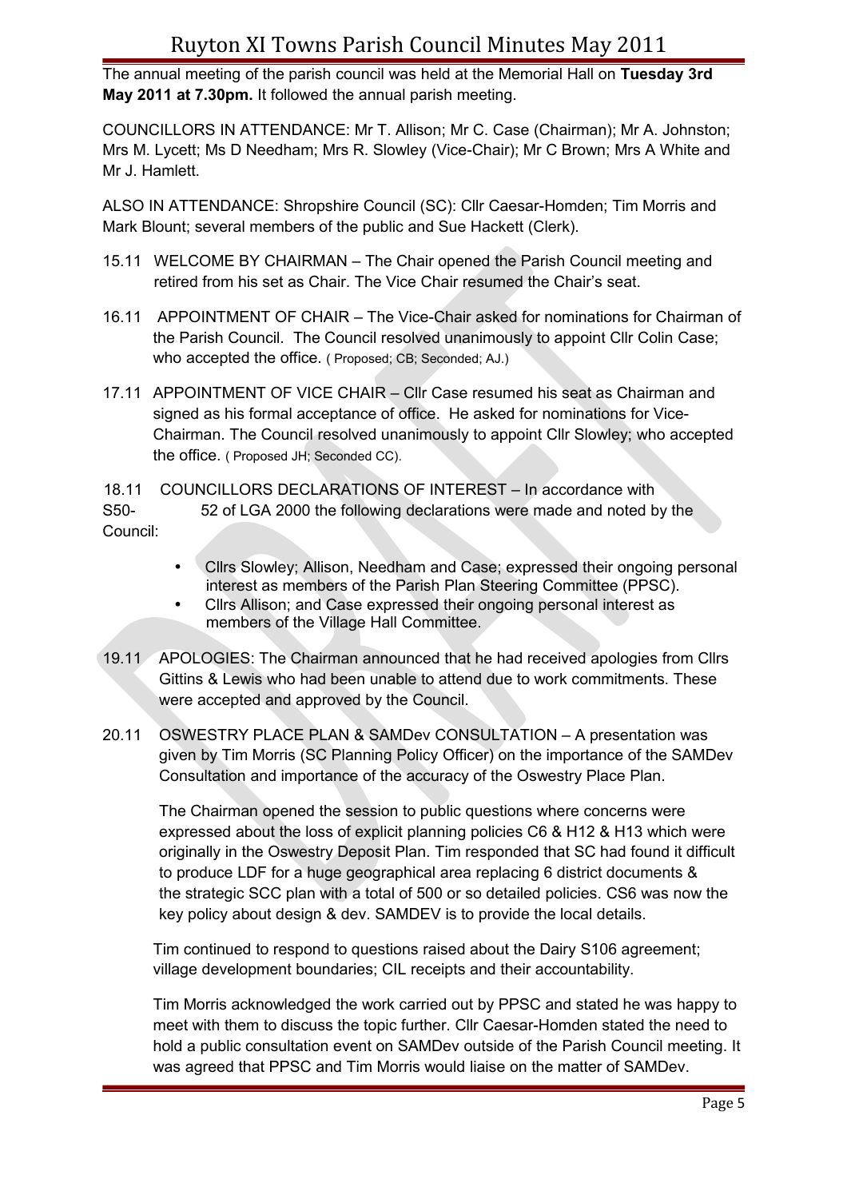# Ruyton XI Towns Parish Council Minutes May 2011

The annual meeting of the parish council was held at the Memorial Hall on **Tuesday 3rd May 2011 at 7.30pm.** It followed the annual parish meeting.

COUNCILLORS IN ATTENDANCE: Mr T. Allison; Mr C. Case (Chairman); Mr A. Johnston; Mrs M. Lycett; Ms D Needham; Mrs R. Slowley (Vice-Chair); Mr C Brown; Mrs A White and Mr J. Hamlett.

ALSO IN ATTENDANCE: Shropshire Council (SC): Cllr Caesar-Homden; Tim Morris and Mark Blount; several members of the public and Sue Hackett (Clerk).

15.11 WELCOME BY CHAIRMAN – The Chair opened the Parish Council meeting and retired from his set as Chair. The Vice Chair resumed the Chair's seat.

16.11 APPOINTMENT OF CHAIR – The Vice-Chair asked for nominations for Chairman of the Parish Council. The Council resolved unanimously to appoint Cllr Colin Case; who accepted the office. ( Proposed; CB; Seconded; AJ.)

17.11 APPOINTMENT OF VICE CHAIR – Cllr Case resumed his seat as Chairman and signed as his formal acceptance of office. He asked for nominations for Vice-Chairman. The Council resolved unanimously to appoint Cllr Slowley; who accepted the office. ( Proposed JH; Seconded CC).

18.11 COUNCILLORS DECLARATIONS OF INTEREST – In accordance with S50- 52 of LGA 2000 the following declarations were made and noted by the Council:

- Cllrs Slowley; Allison, Needham and Case; expressed their ongoing personal interest as members of the Parish Plan Steering Committee (PPSC).
- Cllrs Allison; and Case expressed their ongoing personal interest as members of the Village Hall Committee.

19.11 APOLOGIES: The Chairman announced that he had received apologies from Cllrs Gittins & Lewis who had been unable to attend due to work commitments. These were accepted and approved by the Council.

20.11 OSWESTRY PLACE PLAN & SAMDev CONSULTATION – A presentation was given by Tim Morris (SC Planning Policy Officer) on the importance of the SAMDev Consultation and importance of the accuracy of the Oswestry Place Plan.

The Chairman opened the session to public questions where concerns were expressed about the loss of explicit planning policies C6 & H12 & H13 which were originally in the Oswestry Deposit Plan. Tim responded that SC had found it difficult to produce LDF for a huge geographical area replacing 6 district documents & the strategic SCC plan with a total of 500 or so detailed policies. CS6 was now the key policy about design & dev. SAMDEV is to provide the local details.

Tim continued to respond to questions raised about the Dairy S106 agreement; village development boundaries; CIL receipts and their accountability.

Tim Morris acknowledged the work carried out by PPSC and stated he was happy to meet with them to discuss the topic further. Cllr Caesar-Homden stated the need to hold a public consultation event on SAMDev outside of the Parish Council meeting. It was agreed that PPSC and Tim Morris would liaise on the matter of SAMDev.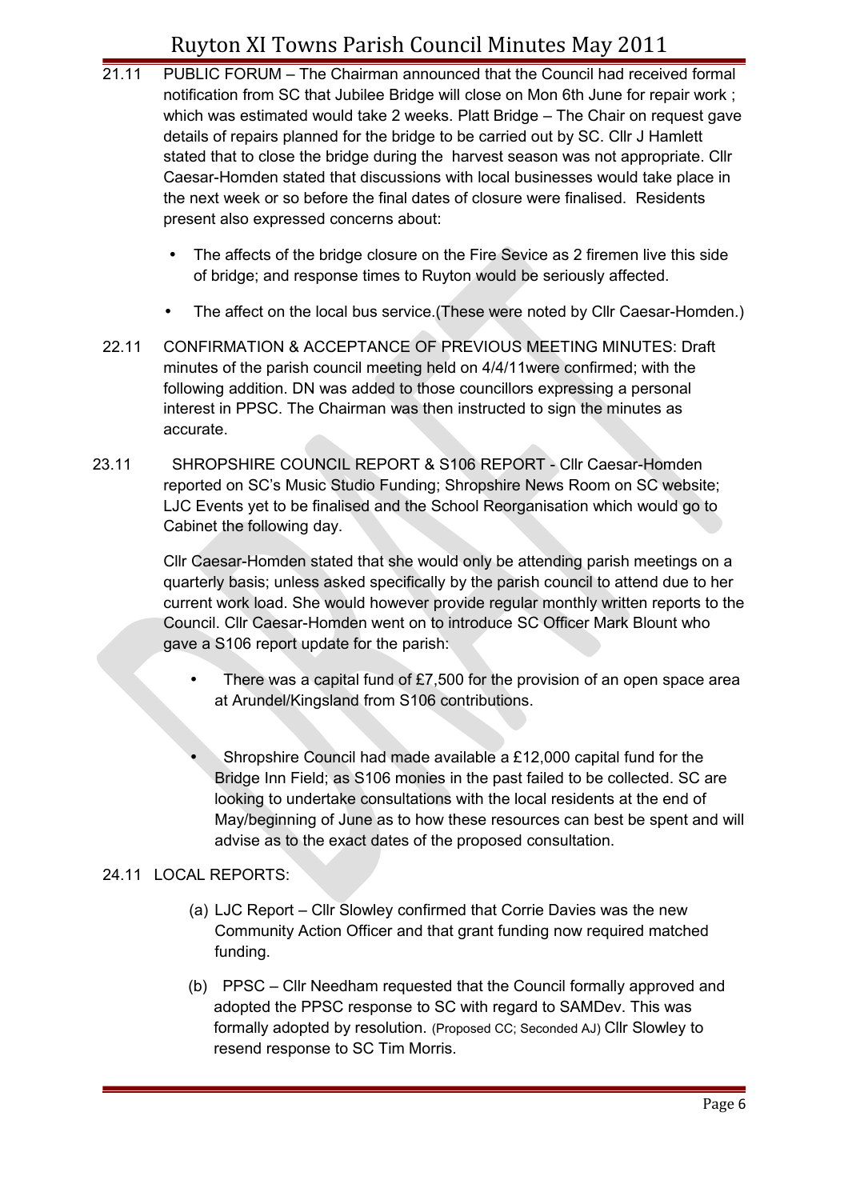21.11 PUBLIC FORUM – The Chairman announced that the Council had received formal notification from SC that Jubilee Bridge will close on Mon 6th June for repair work ; which was estimated would take 2 weeks. Platt Bridge – The Chair on request gave details of repairs planned for the bridge to be carried out by SC. Cllr J Hamlett stated that to close the bridge during the harvest season was not appropriate. Cllr Caesar-Homden stated that discussions with local businesses would take place in the next week or so before the final dates of closure were finalised. Residents present also expressed concerns about:

- The affects of the bridge closure on the Fire Sevice as 2 firemen live this side of bridge; and response times to Ruyton would be seriously affected.
- The affect on the local bus service.(These were noted by Cllr Caesar-Homden.)

22.11 CONFIRMATION & ACCEPTANCE OF PREVIOUS MEETING MINUTES: Draft minutes of the parish council meeting held on 4/4/11were confirmed; with the following addition. DN was added to those councillors expressing a personal interest in PPSC. The Chairman was then instructed to sign the minutes as accurate.

23.11 SHROPSHIRE COUNCIL REPORT & S106 REPORT - Cllr Caesar-Homden reported on SC's Music Studio Funding; Shropshire News Room on SC website; LJC Events yet to be finalised and the School Reorganisation which would go to Cabinet the following day.

Cllr Caesar-Homden stated that she would only be attending parish meetings on a quarterly basis; unless asked specifically by the parish council to attend due to her current work load. She would however provide regular monthly written reports to the Council. Cllr Caesar-Homden went on to introduce SC Officer Mark Blount who gave a S106 report update for the parish:

- There was a capital fund of £7,500 for the provision of an open space area at Arundel/Kingsland from S106 contributions.
- Shropshire Council had made available a £12,000 capital fund for the Bridge Inn Field; as S106 monies in the past failed to be collected. SC are looking to undertake consultations with the local residents at the end of May/beginning of June as to how these resources can best be spent and will advise as to the exact dates of the proposed consultation.

24.11 LOCAL REPORTS:

(a) LJC Report – Cllr Slowley confirmed that Corrie Davies was the new Community Action Officer and that grant funding now required matched funding.

(b) PPSC – Cllr Needham requested that the Council formally approved and adopted the PPSC response to SC with regard to SAMDev. This was formally adopted by resolution. (Proposed CC; Seconded AJ) Cllr Slowley to resend response to SC Tim Morris.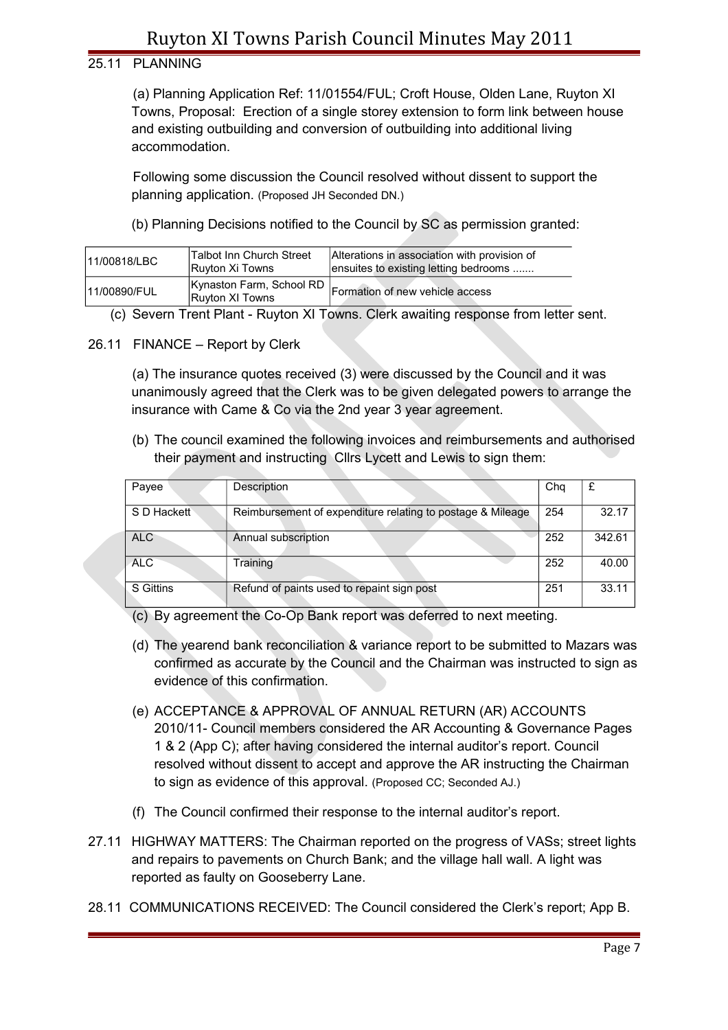25.11 PLANNING

(a) Planning Application Ref: 11/01554/FUL; Croft House, Olden Lane, Ruyton XI Towns, Proposal: Erection of a single storey extension to form link between house and existing outbuilding and conversion of outbuilding into additional living accommodation.

Following some discussion the Council resolved without dissent to support the planning application. (Proposed JH Seconded DN.)

(b) Planning Decisions notified to the Council by SC as permission granted:

| 11/00818/LBC | Talbot Inn Church Street Ruyton Xi Towns | Alterations in association with provision of ensuites to existing letting bedrooms ....... |
|---|---|---|
| 11/00890/FUL | Kynaston Farm, School RD Ruyton XI Towns | Formation of new vehicle access |

(c) Severn Trent Plant - Ruyton XI Towns. Clerk awaiting response from letter sent.

26.11 FINANCE – Report by Clerk

(a) The insurance quotes received (3) were discussed by the Council and it was unanimously agreed that the Clerk was to be given delegated powers to arrange the insurance with Came & Co via the 2nd year 3 year agreement.

(b) The council examined the following invoices and reimbursements and authorised their payment and instructing Cllrs Lycett and Lewis to sign them:

| Payee | Description | Chq | £ |
|---|---|---|---|
| S D Hackett | Reimbursement of expenditure relating to postage & Mileage | 254 | 32.17 |
| ALC | Annual subscription | 252 | 342.61 |
| ALC | Training | 252 | 40.00 |
| S Gittins | Refund of paints used to repaint sign post | 251 | 33.11 |

(c) By agreement the Co-Op Bank report was deferred to next meeting.

(d) The yearend bank reconciliation & variance report to be submitted to Mazars was confirmed as accurate by the Council and the Chairman was instructed to sign as evidence of this confirmation.

(e) ACCEPTANCE & APPROVAL OF ANNUAL RETURN (AR) ACCOUNTS 2010/11- Council members considered the AR Accounting & Governance Pages 1 & 2 (App C); after having considered the internal auditor's report. Council resolved without dissent to accept and approve the AR instructing the Chairman to sign as evidence of this approval. (Proposed CC; Seconded AJ.)

(f) The Council confirmed their response to the internal auditor's report.

27.11 HIGHWAY MATTERS: The Chairman reported on the progress of VASs; street lights and repairs to pavements on Church Bank; and the village hall wall. A light was reported as faulty on Gooseberry Lane.

28.11 COMMUNICATIONS RECEIVED: The Council considered the Clerk's report; App B.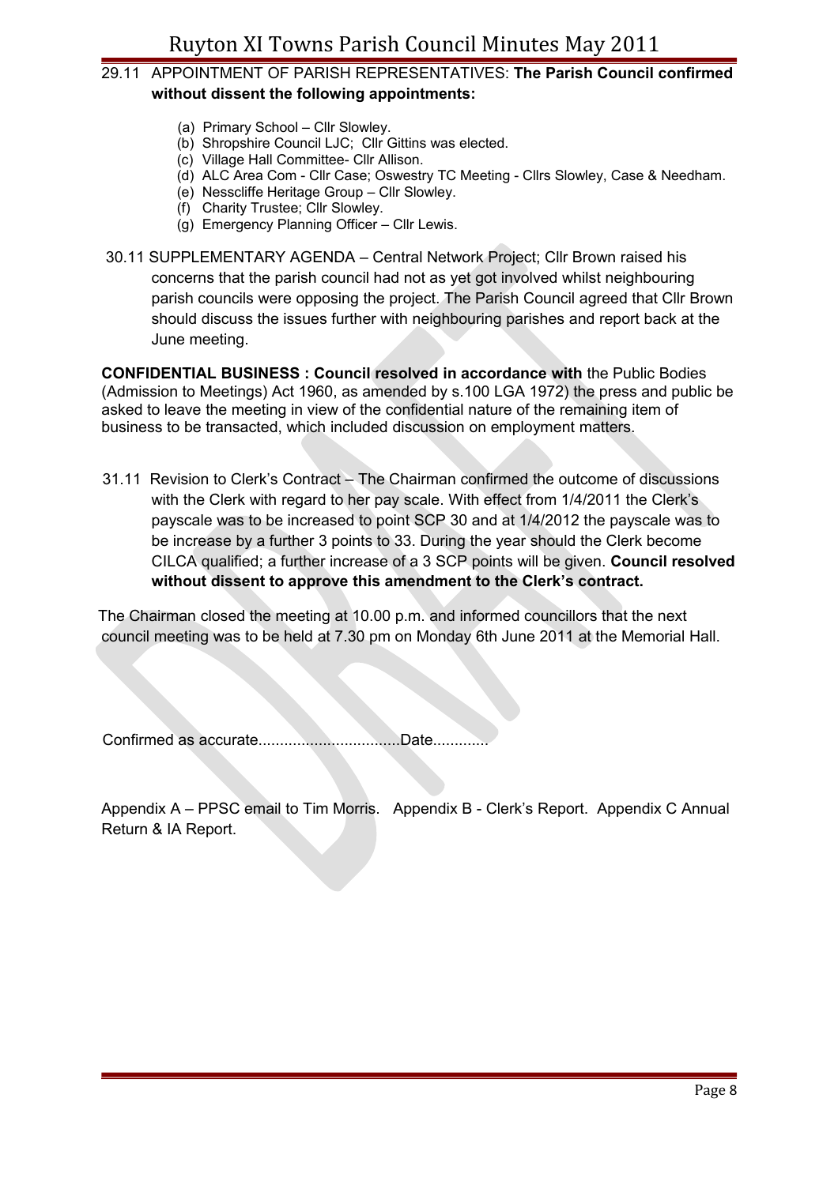29.11 APPOINTMENT OF PARISH REPRESENTATIVES: **The Parish Council confirmed without dissent the following appointments:**

(a) Primary School – Cllr Slowley.
(b) Shropshire Council LJC; Cllr Gittins was elected.
(c) Village Hall Committee- Cllr Allison.
(d) ALC Area Com - Cllr Case; Oswestry TC Meeting - Cllrs Slowley, Case & Needham.
(e) Nesscliffe Heritage Group – Cllr Slowley.
(f) Charity Trustee; Cllr Slowley.
(g) Emergency Planning Officer – Cllr Lewis.

30.11 SUPPLEMENTARY AGENDA – Central Network Project; Cllr Brown raised his concerns that the parish council had not as yet got involved whilst neighbouring parish councils were opposing the project. The Parish Council agreed that Cllr Brown should discuss the issues further with neighbouring parishes and report back at the June meeting.

**CONFIDENTIAL BUSINESS : Council resolved in accordance with** the Public Bodies (Admission to Meetings) Act 1960, as amended by s.100 LGA 1972) the press and public be asked to leave the meeting in view of the confidential nature of the remaining item of business to be transacted, which included discussion on employment matters.

31.11 Revision to Clerk's Contract – The Chairman confirmed the outcome of discussions with the Clerk with regard to her pay scale. With effect from 1/4/2011 the Clerk's payscale was to be increased to point SCP 30 and at 1/4/2012 the payscale was to be increase by a further 3 points to 33. During the year should the Clerk become CILCA qualified; a further increase of a 3 SCP points will be given. **Council resolved without dissent to approve this amendment to the Clerk's contract.**

The Chairman closed the meeting at 10.00 p.m. and informed councillors that the next council meeting was to be held at 7.30 pm on Monday 6th June 2011 at the Memorial Hall.

Confirmed as accurate.................................Date.............

Appendix A – PPSC email to Tim Morris. Appendix B - Clerk's Report. Appendix C Annual Return & IA Report.